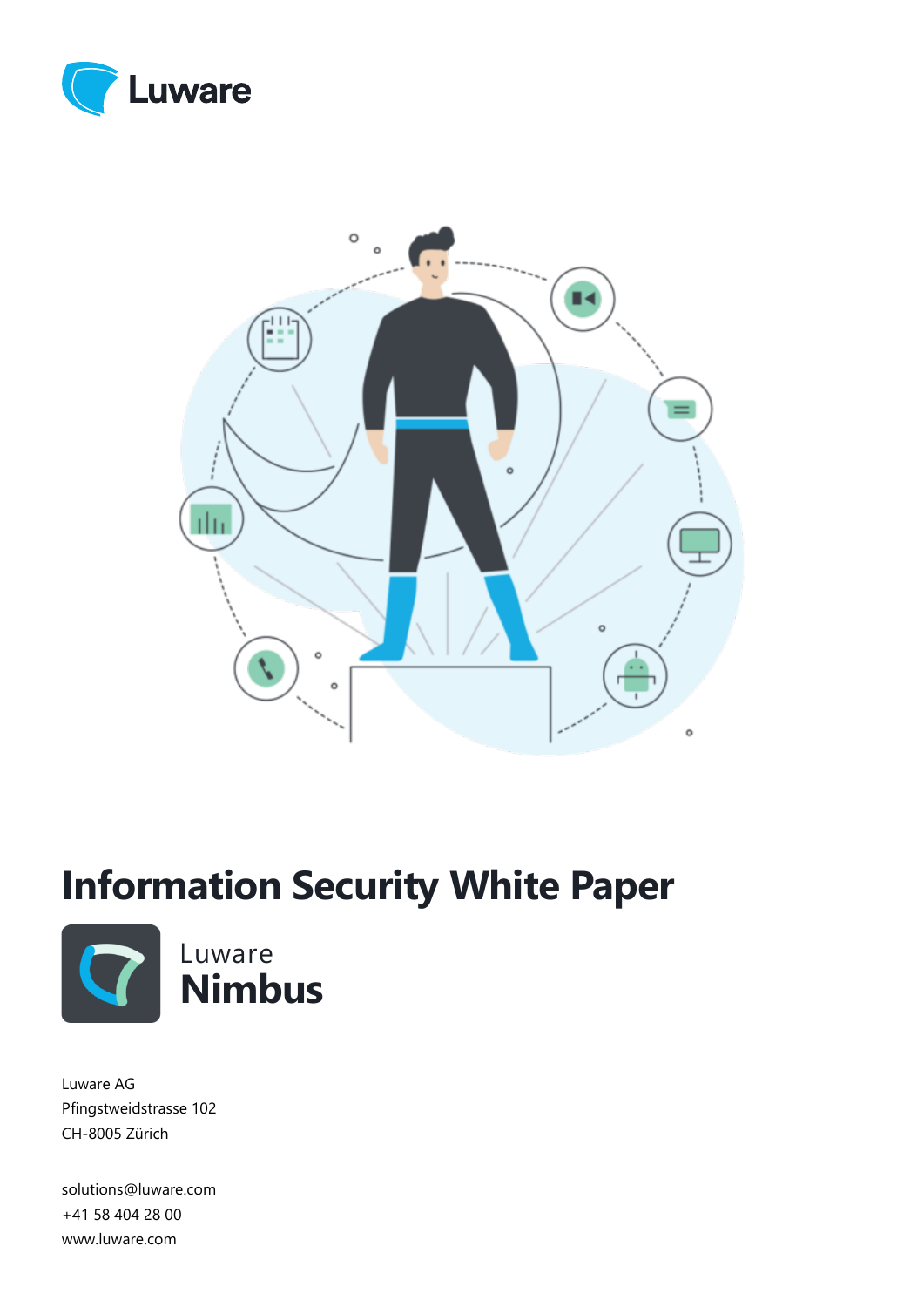Luware

# Information Security White Paper

Luware
**Nimbus**

Luware AG
Pfingstweidstrasse 102
CH-8005 Zürich

solutions@luware.com
+41 58 404 28 00
www.luware.com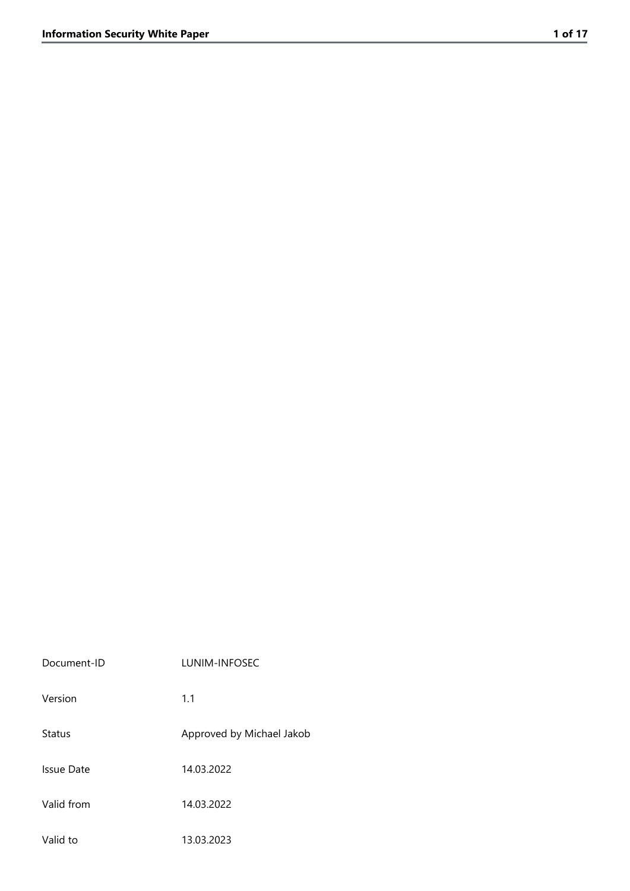| Document-ID | LUNIM-INFOSEC |
| --- | --- |
| Version | 1.1 |
| Status | Approved by Michael Jakob |
| Issue Date | 14.03.2022 |
| Valid from | 14.03.2022 |
| Valid to | 13.03.2023 |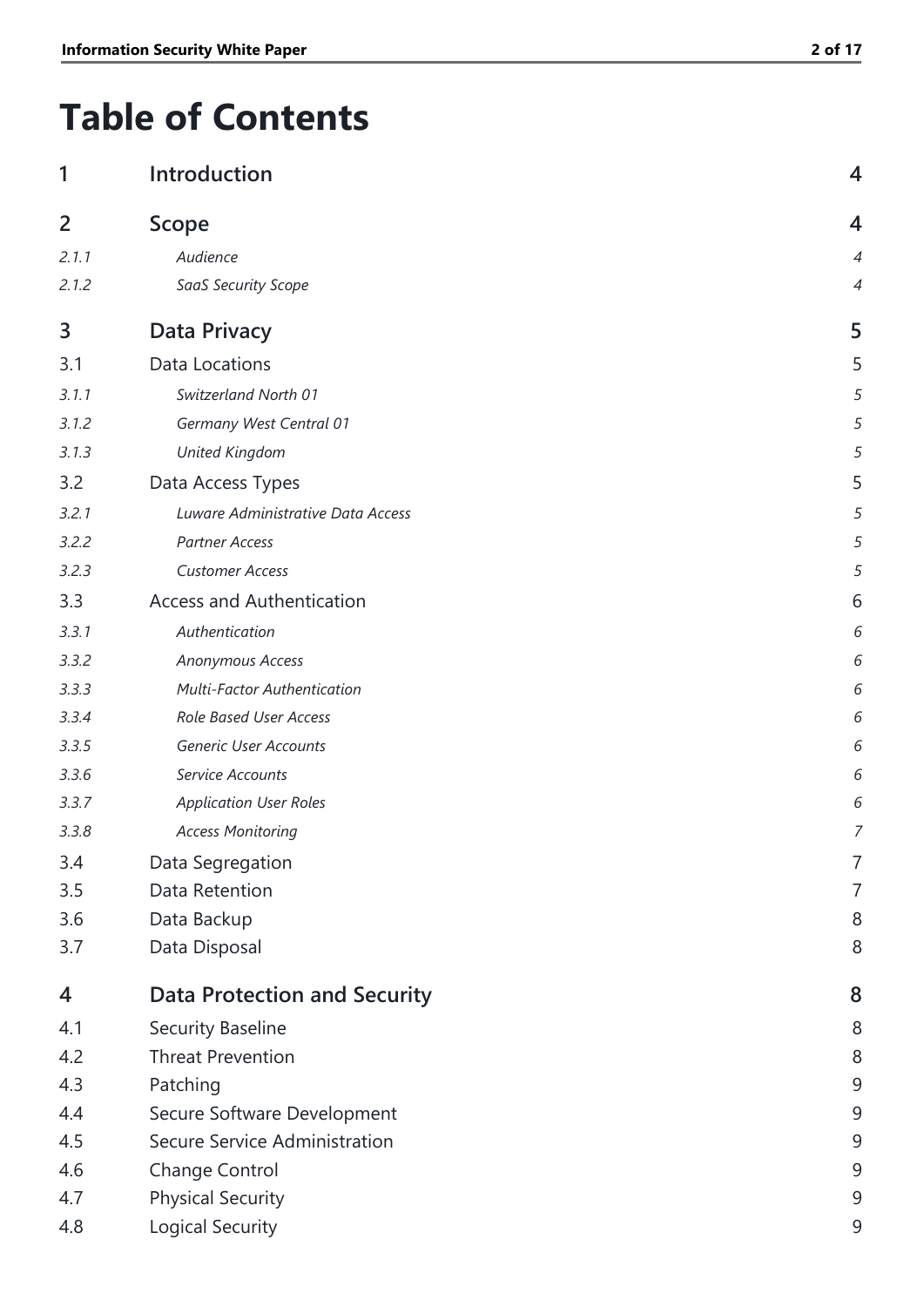# Table of Contents

| | | |
|---|---|---|
| **1** | **Introduction** | **4** |
| **2** | **Scope** | **4** |
| *2.1.1* | *Audience* | *4* |
| *2.1.2* | *SaaS Security Scope* | *4* |
| **3** | **Data Privacy** | **5** |
| 3.1 | Data Locations | 5 |
| *3.1.1* | *Switzerland North 01* | *5* |
| *3.1.2* | *Germany West Central 01* | *5* |
| *3.1.3* | *United Kingdom* | *5* |
| 3.2 | Data Access Types | 5 |
| *3.2.1* | *Luware Administrative Data Access* | *5* |
| *3.2.2* | *Partner Access* | *5* |
| *3.2.3* | *Customer Access* | *5* |
| 3.3 | Access and Authentication | 6 |
| *3.3.1* | *Authentication* | *6* |
| *3.3.2* | *Anonymous Access* | *6* |
| *3.3.3* | *Multi-Factor Authentication* | *6* |
| *3.3.4* | *Role Based User Access* | *6* |
| *3.3.5* | *Generic User Accounts* | *6* |
| *3.3.6* | *Service Accounts* | *6* |
| *3.3.7* | *Application User Roles* | *6* |
| *3.3.8* | *Access Monitoring* | *7* |
| 3.4 | Data Segregation | 7 |
| 3.5 | Data Retention | 7 |
| 3.6 | Data Backup | 8 |
| 3.7 | Data Disposal | 8 |
| **4** | **Data Protection and Security** | **8** |
| 4.1 | Security Baseline | 8 |
| 4.2 | Threat Prevention | 8 |
| 4.3 | Patching | 9 |
| 4.4 | Secure Software Development | 9 |
| 4.5 | Secure Service Administration | 9 |
| 4.6 | Change Control | 9 |
| 4.7 | Physical Security | 9 |
| 4.8 | Logical Security | 9 |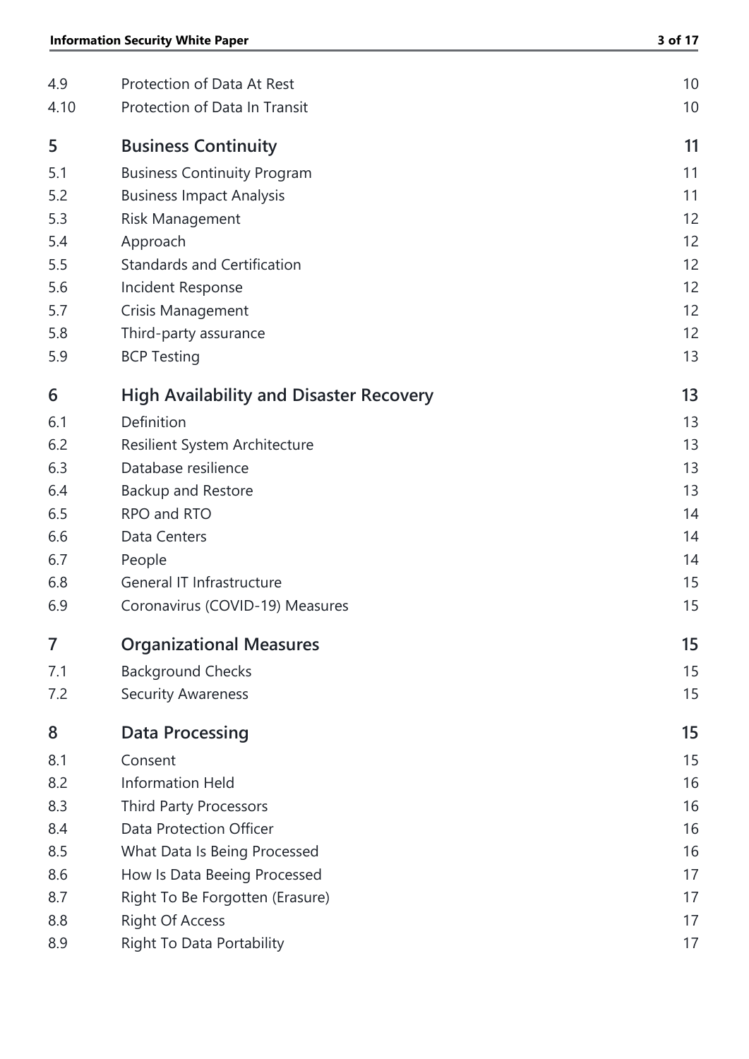| | | |
|---|---|---|
| 4.9 | Protection of Data At Rest | 10 |
| 4.10 | Protection of Data In Transit | 10 |
| **5** | **Business Continuity** | **11** |
| 5.1 | Business Continuity Program | 11 |
| 5.2 | Business Impact Analysis | 11 |
| 5.3 | Risk Management | 12 |
| 5.4 | Approach | 12 |
| 5.5 | Standards and Certification | 12 |
| 5.6 | Incident Response | 12 |
| 5.7 | Crisis Management | 12 |
| 5.8 | Third-party assurance | 12 |
| 5.9 | BCP Testing | 13 |
| **6** | **High Availability and Disaster Recovery** | **13** |
| 6.1 | Definition | 13 |
| 6.2 | Resilient System Architecture | 13 |
| 6.3 | Database resilience | 13 |
| 6.4 | Backup and Restore | 13 |
| 6.5 | RPO and RTO | 14 |
| 6.6 | Data Centers | 14 |
| 6.7 | People | 14 |
| 6.8 | General IT Infrastructure | 15 |
| 6.9 | Coronavirus (COVID-19) Measures | 15 |
| **7** | **Organizational Measures** | **15** |
| 7.1 | Background Checks | 15 |
| 7.2 | Security Awareness | 15 |
| **8** | **Data Processing** | **15** |
| 8.1 | Consent | 15 |
| 8.2 | Information Held | 16 |
| 8.3 | Third Party Processors | 16 |
| 8.4 | Data Protection Officer | 16 |
| 8.5 | What Data Is Being Processed | 16 |
| 8.6 | How Is Data Beeing Processed | 17 |
| 8.7 | Right To Be Forgotten (Erasure) | 17 |
| 8.8 | Right Of Access | 17 |
| 8.9 | Right To Data Portability | 17 |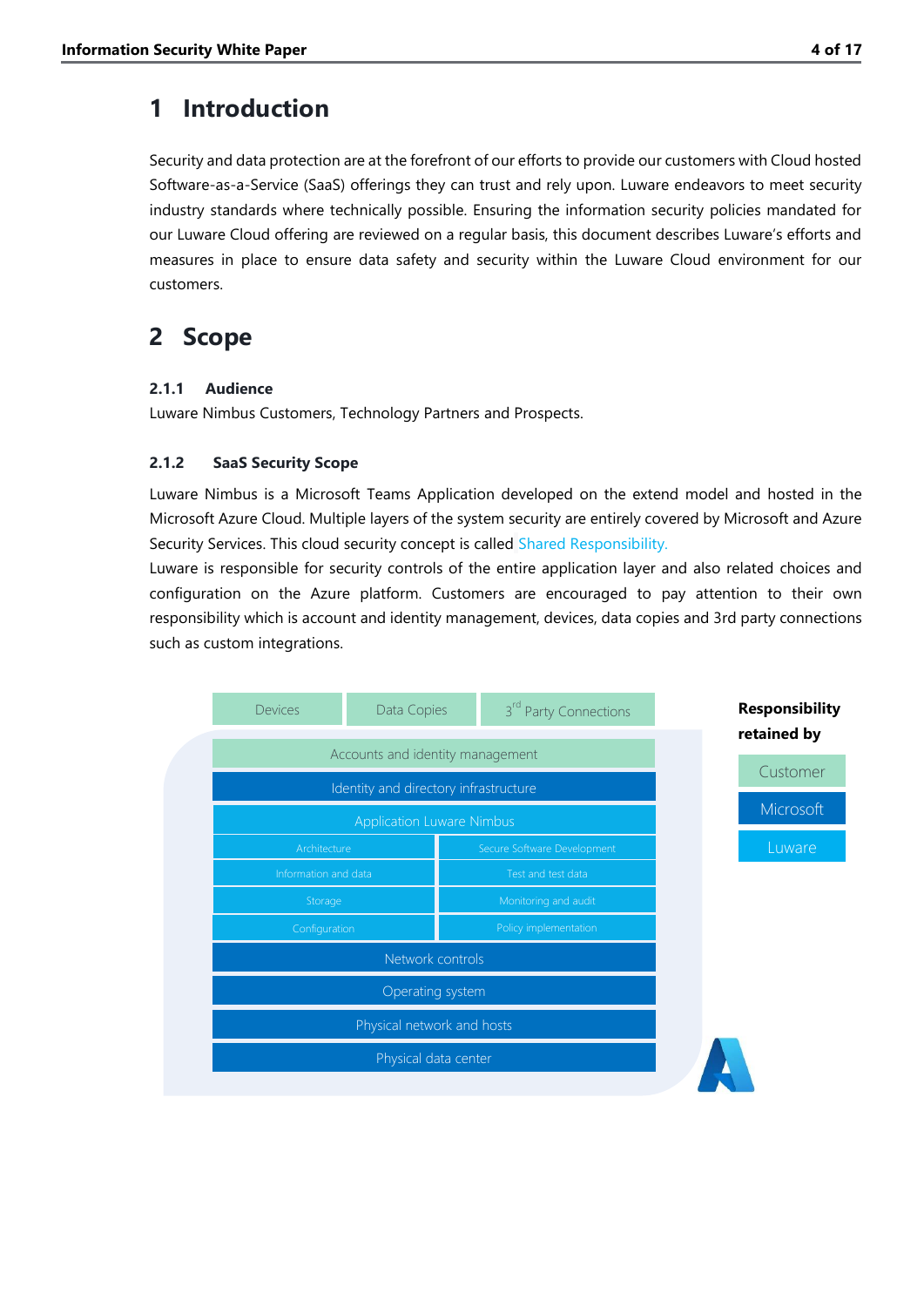# 1 Introduction

Security and data protection are at the forefront of our efforts to provide our customers with Cloud hosted Software-as-a-Service (SaaS) offerings they can trust and rely upon. Luware endeavors to meet security industry standards where technically possible. Ensuring the information security policies mandated for our Luware Cloud offering are reviewed on a regular basis, this document describes Luware's efforts and measures in place to ensure data safety and security within the Luware Cloud environment for our customers.

# 2 Scope

### 2.1.1 Audience

Luware Nimbus Customers, Technology Partners and Prospects.

### 2.1.2 SaaS Security Scope

Luware Nimbus is a Microsoft Teams Application developed on the extend model and hosted in the Microsoft Azure Cloud. Multiple layers of the system security are entirely covered by Microsoft and Azure Security Services. This cloud security concept is called Shared Responsibility.

Luware is responsible for security controls of the entire application layer and also related choices and configuration on the Azure platform. Customers are encouraged to pay attention to their own responsibility which is account and identity management, devices, data copies and 3rd party connections such as custom integrations.

| Layer | | | Responsibility retained by |
|---|---|---|---|
| Devices | Data Copies | 3rd Party Connections | Customer |
| Accounts and identity management | | | Customer |
| Identity and directory infrastructure | | | Microsoft |
| Application Luware Nimbus | | | Luware |
| Architecture | Secure Software Development | | Luware |
| Information and data | Test and test data | | Luware |
| Storage | Monitoring and audit | | Luware |
| Configuration | Policy implementation | | Luware |
| Network controls | | | Microsoft |
| Operating system | | | Microsoft |
| Physical network and hosts | | | Microsoft |
| Physical data center | | | Microsoft |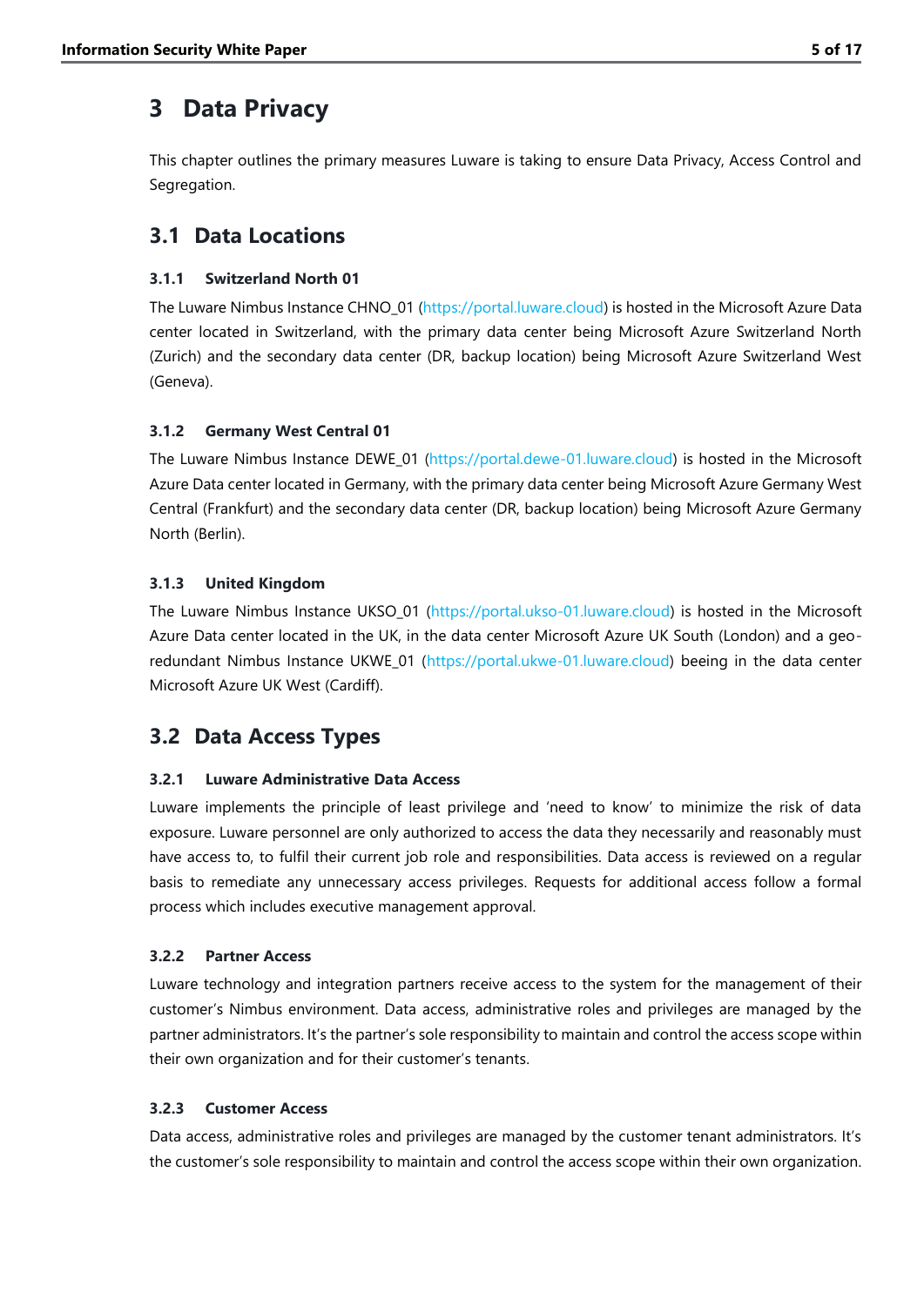# 3 Data Privacy

This chapter outlines the primary measures Luware is taking to ensure Data Privacy, Access Control and Segregation.

## 3.1 Data Locations

### 3.1.1 Switzerland North 01

The Luware Nimbus Instance CHNO_01 (https://portal.luware.cloud) is hosted in the Microsoft Azure Data center located in Switzerland, with the primary data center being Microsoft Azure Switzerland North (Zurich) and the secondary data center (DR, backup location) being Microsoft Azure Switzerland West (Geneva).

### 3.1.2 Germany West Central 01

The Luware Nimbus Instance DEWE_01 (https://portal.dewe-01.luware.cloud) is hosted in the Microsoft Azure Data center located in Germany, with the primary data center being Microsoft Azure Germany West Central (Frankfurt) and the secondary data center (DR, backup location) being Microsoft Azure Germany North (Berlin).

### 3.1.3 United Kingdom

The Luware Nimbus Instance UKSO_01 (https://portal.ukso-01.luware.cloud) is hosted in the Microsoft Azure Data center located in the UK, in the data center Microsoft Azure UK South (London) and a geo-redundant Nimbus Instance UKWE_01 (https://portal.ukwe-01.luware.cloud) beeing in the data center Microsoft Azure UK West (Cardiff).

## 3.2 Data Access Types

### 3.2.1 Luware Administrative Data Access

Luware implements the principle of least privilege and 'need to know' to minimize the risk of data exposure. Luware personnel are only authorized to access the data they necessarily and reasonably must have access to, to fulfil their current job role and responsibilities. Data access is reviewed on a regular basis to remediate any unnecessary access privileges. Requests for additional access follow a formal process which includes executive management approval.

### 3.2.2 Partner Access

Luware technology and integration partners receive access to the system for the management of their customer's Nimbus environment. Data access, administrative roles and privileges are managed by the partner administrators. It's the partner's sole responsibility to maintain and control the access scope within their own organization and for their customer's tenants.

### 3.2.3 Customer Access

Data access, administrative roles and privileges are managed by the customer tenant administrators. It's the customer's sole responsibility to maintain and control the access scope within their own organization.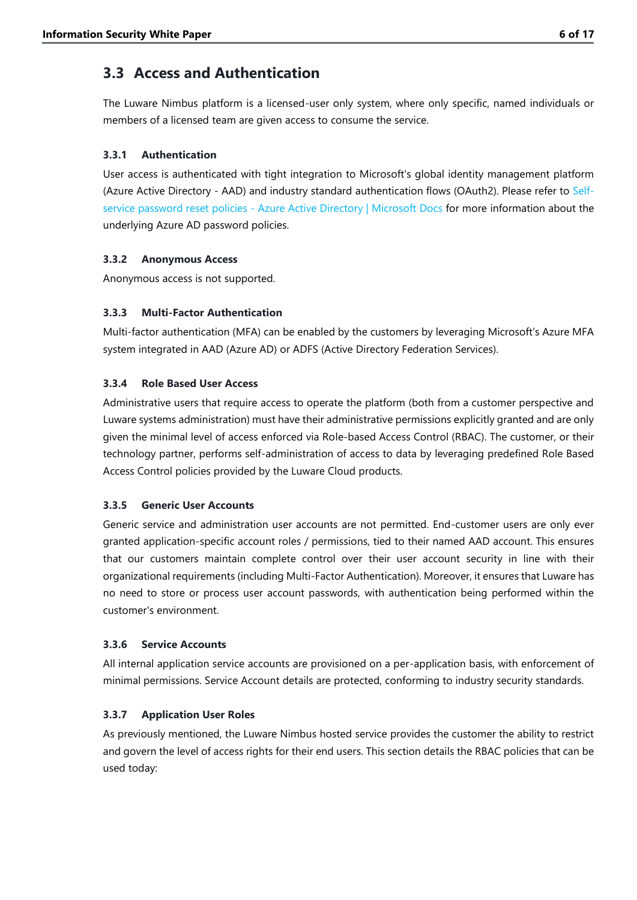## 3.3 Access and Authentication

The Luware Nimbus platform is a licensed-user only system, where only specific, named individuals or members of a licensed team are given access to consume the service.

### 3.3.1 Authentication

User access is authenticated with tight integration to Microsoft's global identity management platform (Azure Active Directory - AAD) and industry standard authentication flows (OAuth2). Please refer to Self-service password reset policies - Azure Active Directory | Microsoft Docs for more information about the underlying Azure AD password policies.

### 3.3.2 Anonymous Access

Anonymous access is not supported.

### 3.3.3 Multi-Factor Authentication

Multi-factor authentication (MFA) can be enabled by the customers by leveraging Microsoft's Azure MFA system integrated in AAD (Azure AD) or ADFS (Active Directory Federation Services).

### 3.3.4 Role Based User Access

Administrative users that require access to operate the platform (both from a customer perspective and Luware systems administration) must have their administrative permissions explicitly granted and are only given the minimal level of access enforced via Role-based Access Control (RBAC). The customer, or their technology partner, performs self-administration of access to data by leveraging predefined Role Based Access Control policies provided by the Luware Cloud products.

### 3.3.5 Generic User Accounts

Generic service and administration user accounts are not permitted. End-customer users are only ever granted application-specific account roles / permissions, tied to their named AAD account. This ensures that our customers maintain complete control over their user account security in line with their organizational requirements (including Multi-Factor Authentication). Moreover, it ensures that Luware has no need to store or process user account passwords, with authentication being performed within the customer's environment.

### 3.3.6 Service Accounts

All internal application service accounts are provisioned on a per-application basis, with enforcement of minimal permissions. Service Account details are protected, conforming to industry security standards.

### 3.3.7 Application User Roles

As previously mentioned, the Luware Nimbus hosted service provides the customer the ability to restrict and govern the level of access rights for their end users. This section details the RBAC policies that can be used today: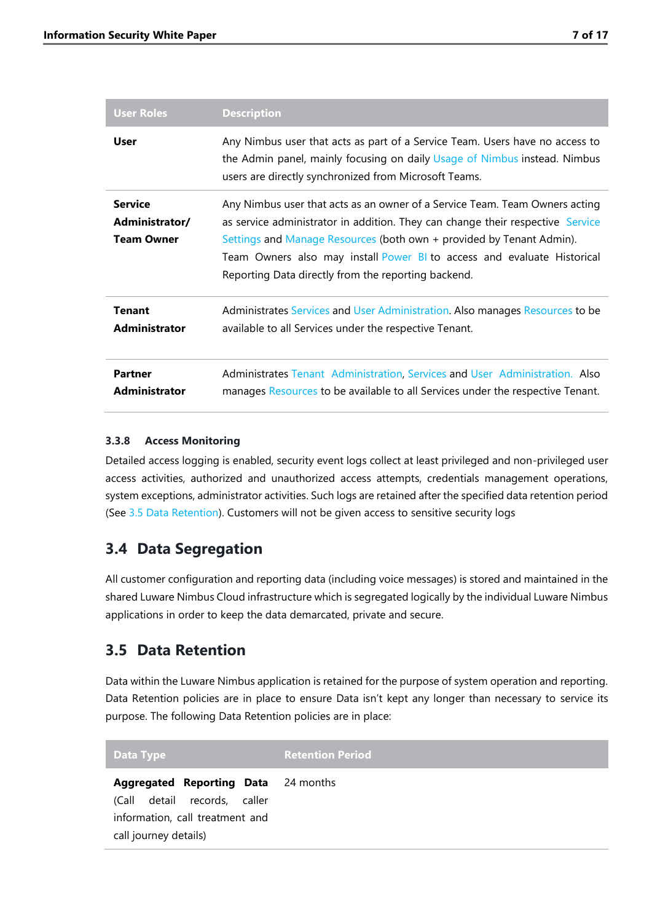| User Roles | Description |
| --- | --- |
| **User** | Any Nimbus user that acts as part of a Service Team. Users have no access to the Admin panel, mainly focusing on daily Usage of Nimbus instead. Nimbus users are directly synchronized from Microsoft Teams. |
| **Service Administrator/ Team Owner** | Any Nimbus user that acts as an owner of a Service Team. Team Owners acting as service administrator in addition. They can change their respective Service Settings and Manage Resources (both own + provided by Tenant Admin). Team Owners also may install Power BI to access and evaluate Historical Reporting Data directly from the reporting backend. |
| **Tenant Administrator** | Administrates Services and User Administration. Also manages Resources to be available to all Services under the respective Tenant. |
| **Partner Administrator** | Administrates Tenant Administration, Services and User Administration. Also manages Resources to be available to all Services under the respective Tenant. |

#### 3.3.8 Access Monitoring

Detailed access logging is enabled, security event logs collect at least privileged and non-privileged user access activities, authorized and unauthorized access attempts, credentials management operations, system exceptions, administrator activities. Such logs are retained after the specified data retention period (See 3.5 Data Retention). Customers will not be given access to sensitive security logs

## 3.4 Data Segregation

All customer configuration and reporting data (including voice messages) is stored and maintained in the shared Luware Nimbus Cloud infrastructure which is segregated logically by the individual Luware Nimbus applications in order to keep the data demarcated, private and secure.

## 3.5 Data Retention

Data within the Luware Nimbus application is retained for the purpose of system operation and reporting. Data Retention policies are in place to ensure Data isn't kept any longer than necessary to service its purpose. The following Data Retention policies are in place:

| Data Type | Retention Period |
| --- | --- |
| **Aggregated Reporting Data** (Call detail records, caller information, call treatment and call journey details) | 24 months |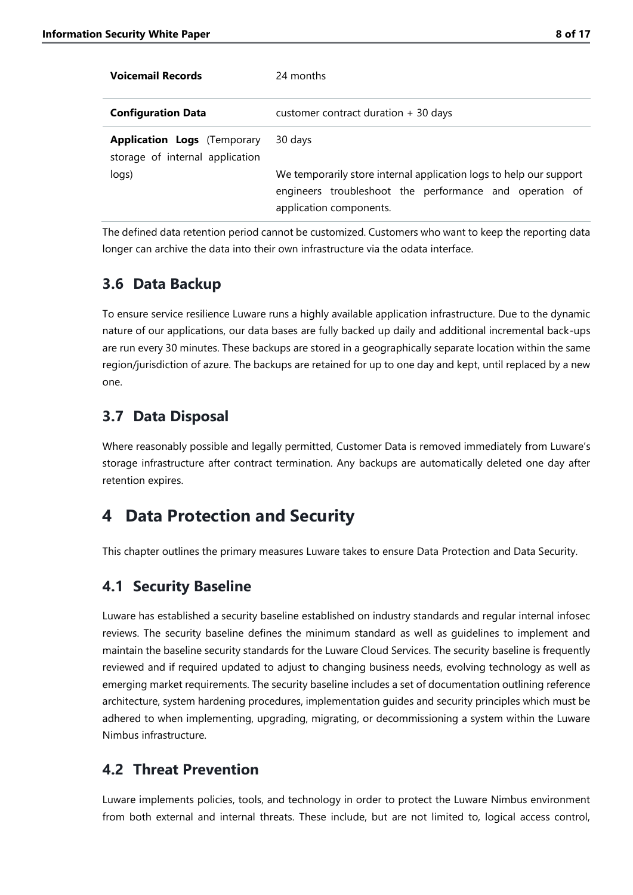| | |
|---|---|
| **Voicemail Records** | 24 months |
| **Configuration Data** | customer contract duration + 30 days |
| **Application Logs** (Temporary storage of internal application logs) | 30 days<br><br>We temporarily store internal application logs to help our support engineers troubleshoot the performance and operation of application components. |

The defined data retention period cannot be customized. Customers who want to keep the reporting data longer can archive the data into their own infrastructure via the odata interface.

## 3.6 Data Backup

To ensure service resilience Luware runs a highly available application infrastructure. Due to the dynamic nature of our applications, our data bases are fully backed up daily and additional incremental back-ups are run every 30 minutes. These backups are stored in a geographically separate location within the same region/jurisdiction of azure. The backups are retained for up to one day and kept, until replaced by a new one.

## 3.7 Data Disposal

Where reasonably possible and legally permitted, Customer Data is removed immediately from Luware's storage infrastructure after contract termination. Any backups are automatically deleted one day after retention expires.

# 4 Data Protection and Security

This chapter outlines the primary measures Luware takes to ensure Data Protection and Data Security.

## 4.1 Security Baseline

Luware has established a security baseline established on industry standards and regular internal infosec reviews. The security baseline defines the minimum standard as well as guidelines to implement and maintain the baseline security standards for the Luware Cloud Services. The security baseline is frequently reviewed and if required updated to adjust to changing business needs, evolving technology as well as emerging market requirements. The security baseline includes a set of documentation outlining reference architecture, system hardening procedures, implementation guides and security principles which must be adhered to when implementing, upgrading, migrating, or decommissioning a system within the Luware Nimbus infrastructure.

## 4.2 Threat Prevention

Luware implements policies, tools, and technology in order to protect the Luware Nimbus environment from both external and internal threats. These include, but are not limited to, logical access control,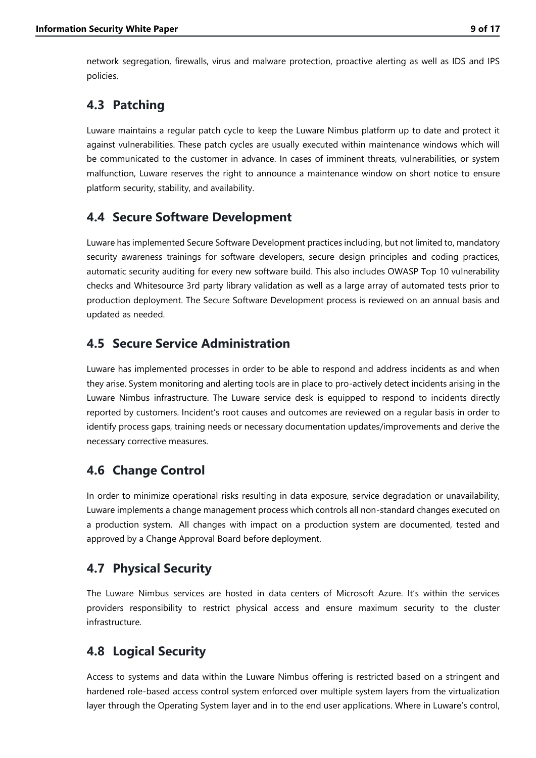network segregation, firewalls, virus and malware protection, proactive alerting as well as IDS and IPS policies.

## 4.3 Patching

Luware maintains a regular patch cycle to keep the Luware Nimbus platform up to date and protect it against vulnerabilities. These patch cycles are usually executed within maintenance windows which will be communicated to the customer in advance. In cases of imminent threats, vulnerabilities, or system malfunction, Luware reserves the right to announce a maintenance window on short notice to ensure platform security, stability, and availability.

## 4.4 Secure Software Development

Luware has implemented Secure Software Development practices including, but not limited to, mandatory security awareness trainings for software developers, secure design principles and coding practices, automatic security auditing for every new software build. This also includes OWASP Top 10 vulnerability checks and Whitesource 3rd party library validation as well as a large array of automated tests prior to production deployment. The Secure Software Development process is reviewed on an annual basis and updated as needed.

## 4.5 Secure Service Administration

Luware has implemented processes in order to be able to respond and address incidents as and when they arise. System monitoring and alerting tools are in place to pro-actively detect incidents arising in the Luware Nimbus infrastructure. The Luware service desk is equipped to respond to incidents directly reported by customers. Incident's root causes and outcomes are reviewed on a regular basis in order to identify process gaps, training needs or necessary documentation updates/improvements and derive the necessary corrective measures.

## 4.6 Change Control

In order to minimize operational risks resulting in data exposure, service degradation or unavailability, Luware implements a change management process which controls all non-standard changes executed on a production system. All changes with impact on a production system are documented, tested and approved by a Change Approval Board before deployment.

## 4.7 Physical Security

The Luware Nimbus services are hosted in data centers of Microsoft Azure. It's within the services providers responsibility to restrict physical access and ensure maximum security to the cluster infrastructure.

## 4.8 Logical Security

Access to systems and data within the Luware Nimbus offering is restricted based on a stringent and hardened role-based access control system enforced over multiple system layers from the virtualization layer through the Operating System layer and in to the end user applications. Where in Luware's control,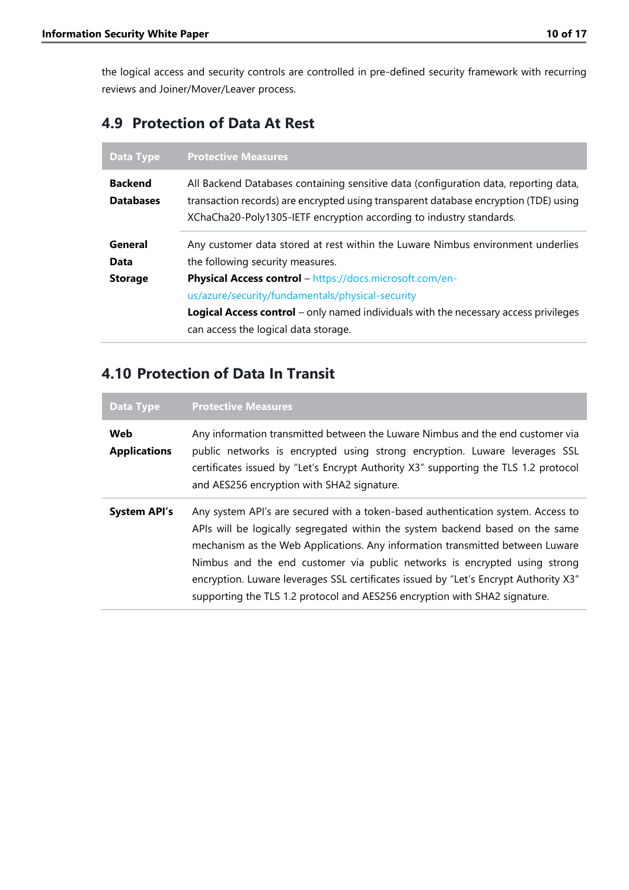the logical access and security controls are controlled in pre-defined security framework with recurring reviews and Joiner/Mover/Leaver process.

## 4.9 Protection of Data At Rest

| Data Type | Protective Measures |
|---|---|
| **Backend Databases** | All Backend Databases containing sensitive data (configuration data, reporting data, transaction records) are encrypted using transparent database encryption (TDE) using XChaCha20-Poly1305-IETF encryption according to industry standards. |
| **General Data Storage** | Any customer data stored at rest within the Luware Nimbus environment underlies the following security measures.<br>**Physical Access control** – https://docs.microsoft.com/en-us/azure/security/fundamentals/physical-security<br>**Logical Access control** – only named individuals with the necessary access privileges can access the logical data storage. |

## 4.10 Protection of Data In Transit

| Data Type | Protective Measures |
|---|---|
| **Web Applications** | Any information transmitted between the Luware Nimbus and the end customer via public networks is encrypted using strong encryption. Luware leverages SSL certificates issued by "Let's Encrypt Authority X3" supporting the TLS 1.2 protocol and AES256 encryption with SHA2 signature. |
| **System API's** | Any system API's are secured with a token-based authentication system. Access to APIs will be logically segregated within the system backend based on the same mechanism as the Web Applications. Any information transmitted between Luware Nimbus and the end customer via public networks is encrypted using strong encryption. Luware leverages SSL certificates issued by "Let's Encrypt Authority X3" supporting the TLS 1.2 protocol and AES256 encryption with SHA2 signature. |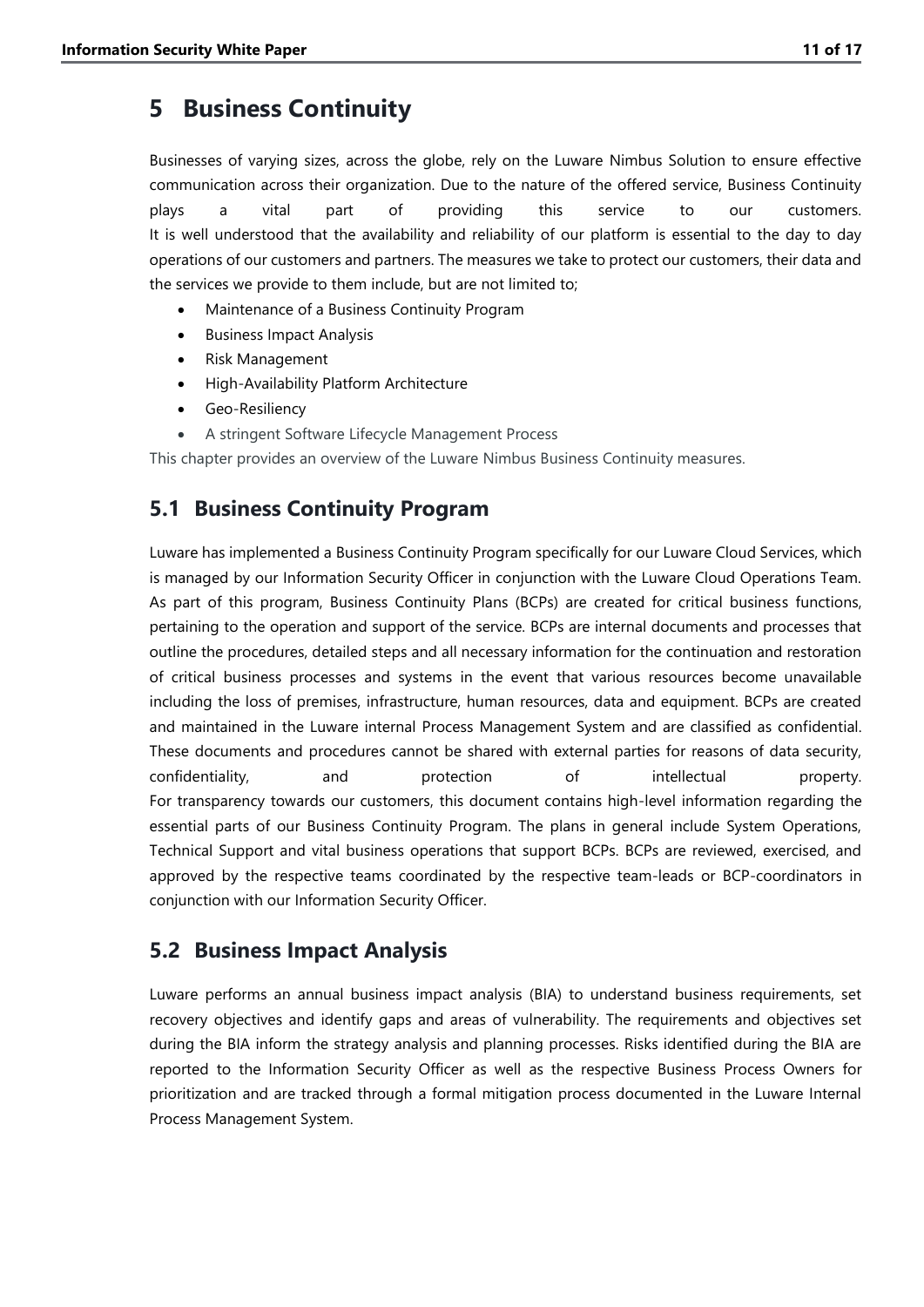# 5 Business Continuity

Businesses of varying sizes, across the globe, rely on the Luware Nimbus Solution to ensure effective communication across their organization. Due to the nature of the offered service, Business Continuity plays a vital part of providing this service to our customers.
It is well understood that the availability and reliability of our platform is essential to the day to day operations of our customers and partners. The measures we take to protect our customers, their data and the services we provide to them include, but are not limited to;

- Maintenance of a Business Continuity Program
- Business Impact Analysis
- Risk Management
- High-Availability Platform Architecture
- Geo-Resiliency
- A stringent Software Lifecycle Management Process

This chapter provides an overview of the Luware Nimbus Business Continuity measures.

## 5.1 Business Continuity Program

Luware has implemented a Business Continuity Program specifically for our Luware Cloud Services, which is managed by our Information Security Officer in conjunction with the Luware Cloud Operations Team. As part of this program, Business Continuity Plans (BCPs) are created for critical business functions, pertaining to the operation and support of the service. BCPs are internal documents and processes that outline the procedures, detailed steps and all necessary information for the continuation and restoration of critical business processes and systems in the event that various resources become unavailable including the loss of premises, infrastructure, human resources, data and equipment. BCPs are created and maintained in the Luware internal Process Management System and are classified as confidential. These documents and procedures cannot be shared with external parties for reasons of data security, confidentiality, and protection of intellectual property.
For transparency towards our customers, this document contains high-level information regarding the essential parts of our Business Continuity Program. The plans in general include System Operations, Technical Support and vital business operations that support BCPs. BCPs are reviewed, exercised, and approved by the respective teams coordinated by the respective team-leads or BCP-coordinators in conjunction with our Information Security Officer.

## 5.2 Business Impact Analysis

Luware performs an annual business impact analysis (BIA) to understand business requirements, set recovery objectives and identify gaps and areas of vulnerability. The requirements and objectives set during the BIA inform the strategy analysis and planning processes. Risks identified during the BIA are reported to the Information Security Officer as well as the respective Business Process Owners for prioritization and are tracked through a formal mitigation process documented in the Luware Internal Process Management System.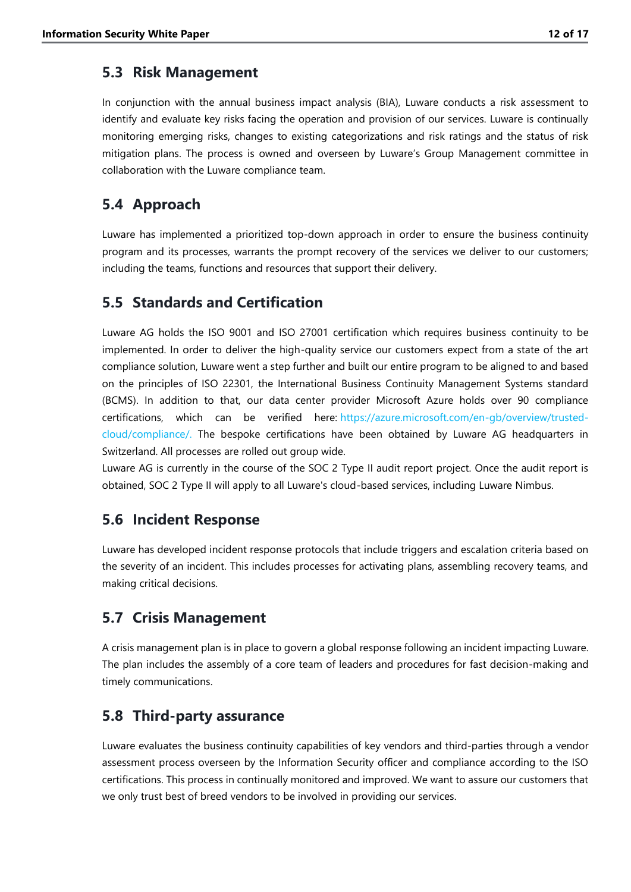## 5.3 Risk Management

In conjunction with the annual business impact analysis (BIA), Luware conducts a risk assessment to identify and evaluate key risks facing the operation and provision of our services. Luware is continually monitoring emerging risks, changes to existing categorizations and risk ratings and the status of risk mitigation plans. The process is owned and overseen by Luware's Group Management committee in collaboration with the Luware compliance team.

## 5.4 Approach

Luware has implemented a prioritized top-down approach in order to ensure the business continuity program and its processes, warrants the prompt recovery of the services we deliver to our customers; including the teams, functions and resources that support their delivery.

## 5.5 Standards and Certification

Luware AG holds the ISO 9001 and ISO 27001 certification which requires business continuity to be implemented. In order to deliver the high-quality service our customers expect from a state of the art compliance solution, Luware went a step further and built our entire program to be aligned to and based on the principles of ISO 22301, the International Business Continuity Management Systems standard (BCMS). In addition to that, our data center provider Microsoft Azure holds over 90 compliance certifications, which can be verified here: https://azure.microsoft.com/en-gb/overview/trusted-cloud/compliance/. The bespoke certifications have been obtained by Luware AG headquarters in Switzerland. All processes are rolled out group wide.

Luware AG is currently in the course of the SOC 2 Type II audit report project. Once the audit report is obtained, SOC 2 Type II will apply to all Luware's cloud-based services, including Luware Nimbus.

## 5.6 Incident Response

Luware has developed incident response protocols that include triggers and escalation criteria based on the severity of an incident. This includes processes for activating plans, assembling recovery teams, and making critical decisions.

## 5.7 Crisis Management

A crisis management plan is in place to govern a global response following an incident impacting Luware. The plan includes the assembly of a core team of leaders and procedures for fast decision-making and timely communications.

## 5.8 Third-party assurance

Luware evaluates the business continuity capabilities of key vendors and third-parties through a vendor assessment process overseen by the Information Security officer and compliance according to the ISO certifications. This process in continually monitored and improved. We want to assure our customers that we only trust best of breed vendors to be involved in providing our services.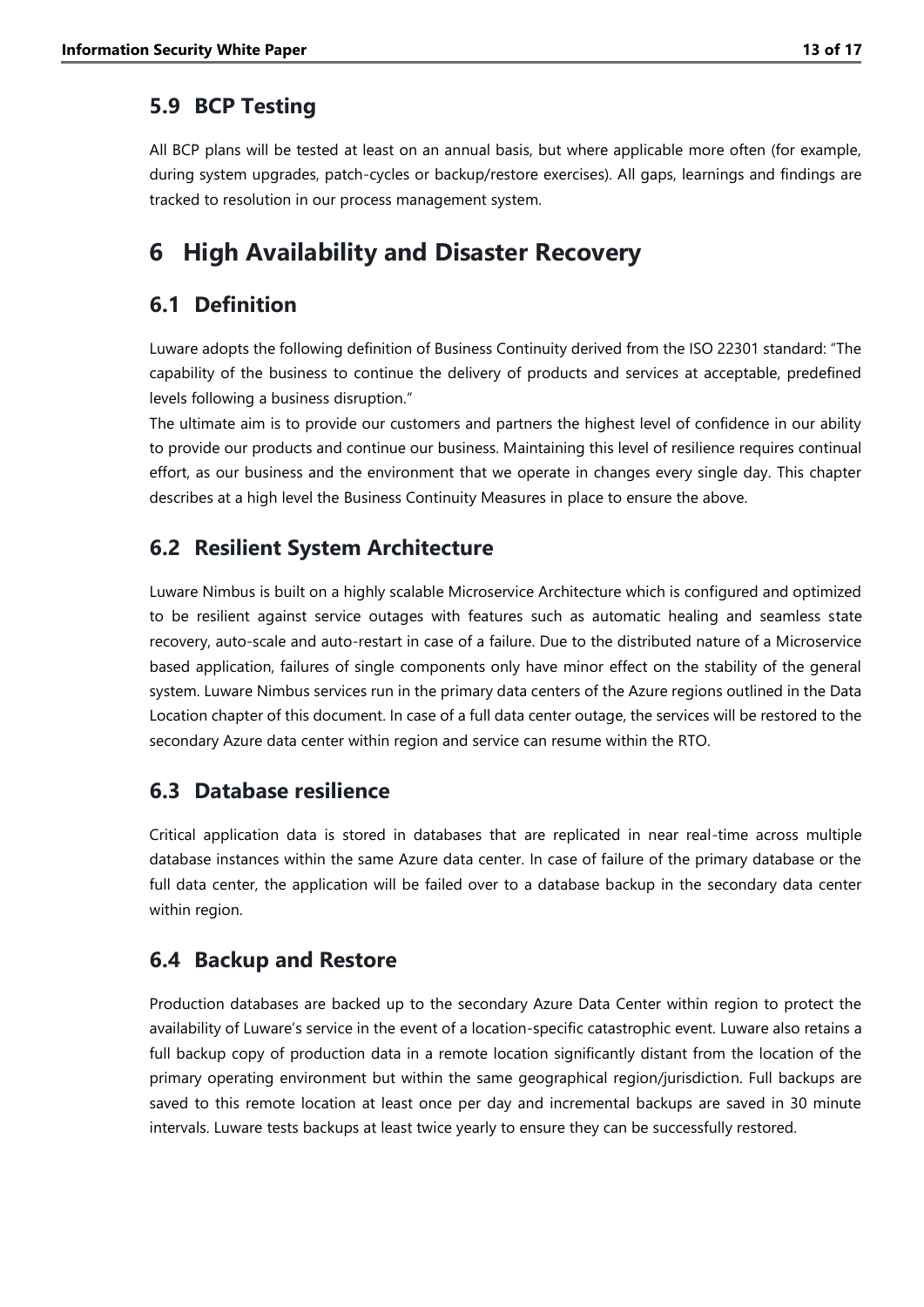## 5.9 BCP Testing

All BCP plans will be tested at least on an annual basis, but where applicable more often (for example, during system upgrades, patch-cycles or backup/restore exercises). All gaps, learnings and findings are tracked to resolution in our process management system.

# 6 High Availability and Disaster Recovery

## 6.1 Definition

Luware adopts the following definition of Business Continuity derived from the ISO 22301 standard: "The capability of the business to continue the delivery of products and services at acceptable, predefined levels following a business disruption."

The ultimate aim is to provide our customers and partners the highest level of confidence in our ability to provide our products and continue our business. Maintaining this level of resilience requires continual effort, as our business and the environment that we operate in changes every single day. This chapter describes at a high level the Business Continuity Measures in place to ensure the above.

## 6.2 Resilient System Architecture

Luware Nimbus is built on a highly scalable Microservice Architecture which is configured and optimized to be resilient against service outages with features such as automatic healing and seamless state recovery, auto-scale and auto-restart in case of a failure. Due to the distributed nature of a Microservice based application, failures of single components only have minor effect on the stability of the general system. Luware Nimbus services run in the primary data centers of the Azure regions outlined in the Data Location chapter of this document. In case of a full data center outage, the services will be restored to the secondary Azure data center within region and service can resume within the RTO.

## 6.3 Database resilience

Critical application data is stored in databases that are replicated in near real-time across multiple database instances within the same Azure data center. In case of failure of the primary database or the full data center, the application will be failed over to a database backup in the secondary data center within region.

## 6.4 Backup and Restore

Production databases are backed up to the secondary Azure Data Center within region to protect the availability of Luware's service in the event of a location-specific catastrophic event. Luware also retains a full backup copy of production data in a remote location significantly distant from the location of the primary operating environment but within the same geographical region/jurisdiction. Full backups are saved to this remote location at least once per day and incremental backups are saved in 30 minute intervals. Luware tests backups at least twice yearly to ensure they can be successfully restored.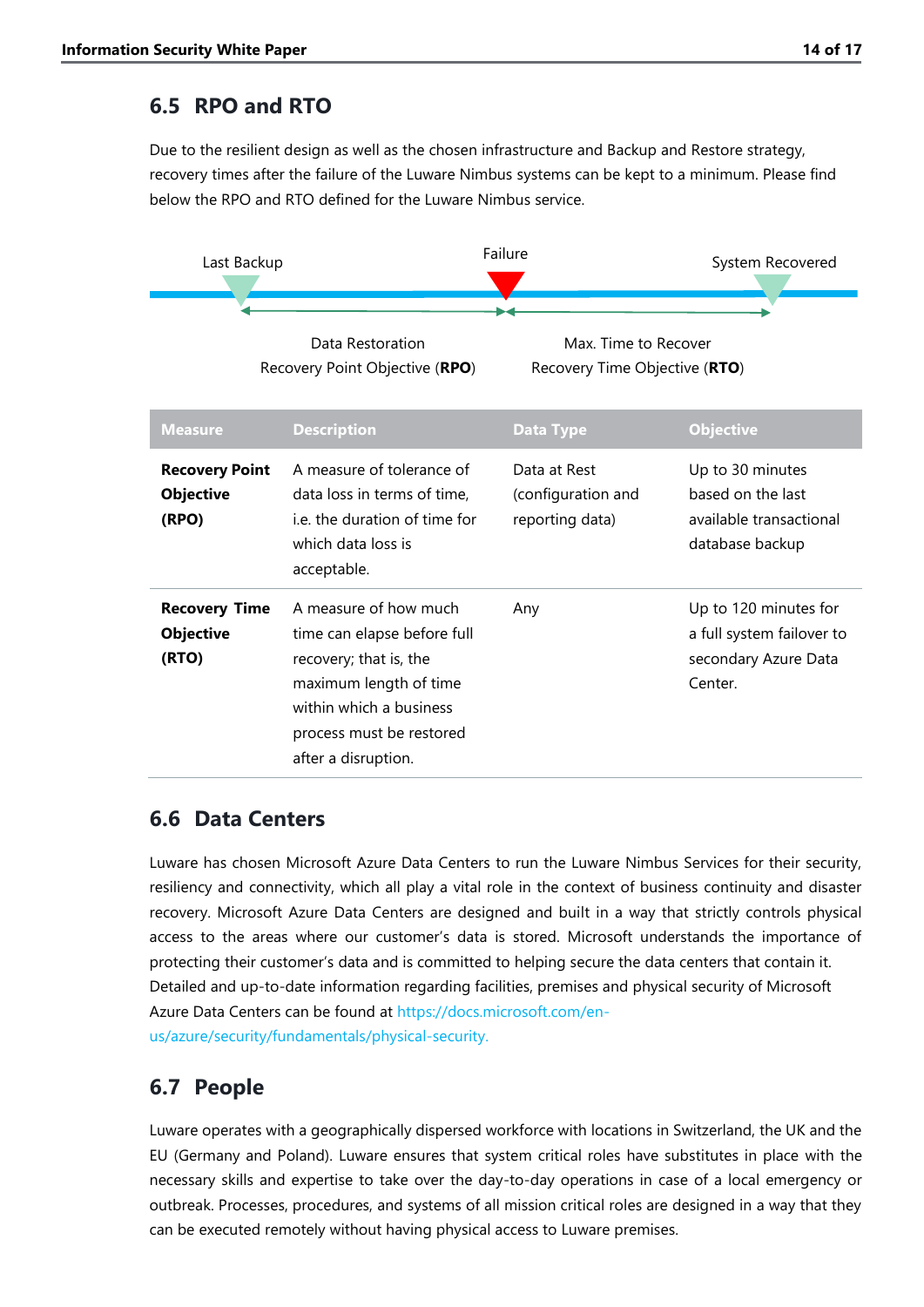## 6.5 RPO and RTO

Due to the resilient design as well as the chosen infrastructure and Backup and Restore strategy, recovery times after the failure of the Luware Nimbus systems can be kept to a minimum. Please find below the RPO and RTO defined for the Luware Nimbus service.

Last Backup — Failure — System Recovered

Data Restoration
Recovery Point Objective (**RPO**)

Max. Time to Recover
Recovery Time Objective (**RTO**)

| Measure | Description | Data Type | Objective |
|---|---|---|---|
| **Recovery Point Objective (RPO)** | A measure of tolerance of data loss in terms of time, i.e. the duration of time for which data loss is acceptable. | Data at Rest (configuration and reporting data) | Up to 30 minutes based on the last available transactional database backup |
| **Recovery Time Objective (RTO)** | A measure of how much time can elapse before full recovery; that is, the maximum length of time within which a business process must be restored after a disruption. | Any | Up to 120 minutes for a full system failover to secondary Azure Data Center. |

## 6.6 Data Centers

Luware has chosen Microsoft Azure Data Centers to run the Luware Nimbus Services for their security, resiliency and connectivity, which all play a vital role in the context of business continuity and disaster recovery. Microsoft Azure Data Centers are designed and built in a way that strictly controls physical access to the areas where our customer's data is stored. Microsoft understands the importance of protecting their customer's data and is committed to helping secure the data centers that contain it. Detailed and up-to-date information regarding facilities, premises and physical security of Microsoft Azure Data Centers can be found at https://docs.microsoft.com/en-us/azure/security/fundamentals/physical-security.

## 6.7 People

Luware operates with a geographically dispersed workforce with locations in Switzerland, the UK and the EU (Germany and Poland). Luware ensures that system critical roles have substitutes in place with the necessary skills and expertise to take over the day-to-day operations in case of a local emergency or outbreak. Processes, procedures, and systems of all mission critical roles are designed in a way that they can be executed remotely without having physical access to Luware premises.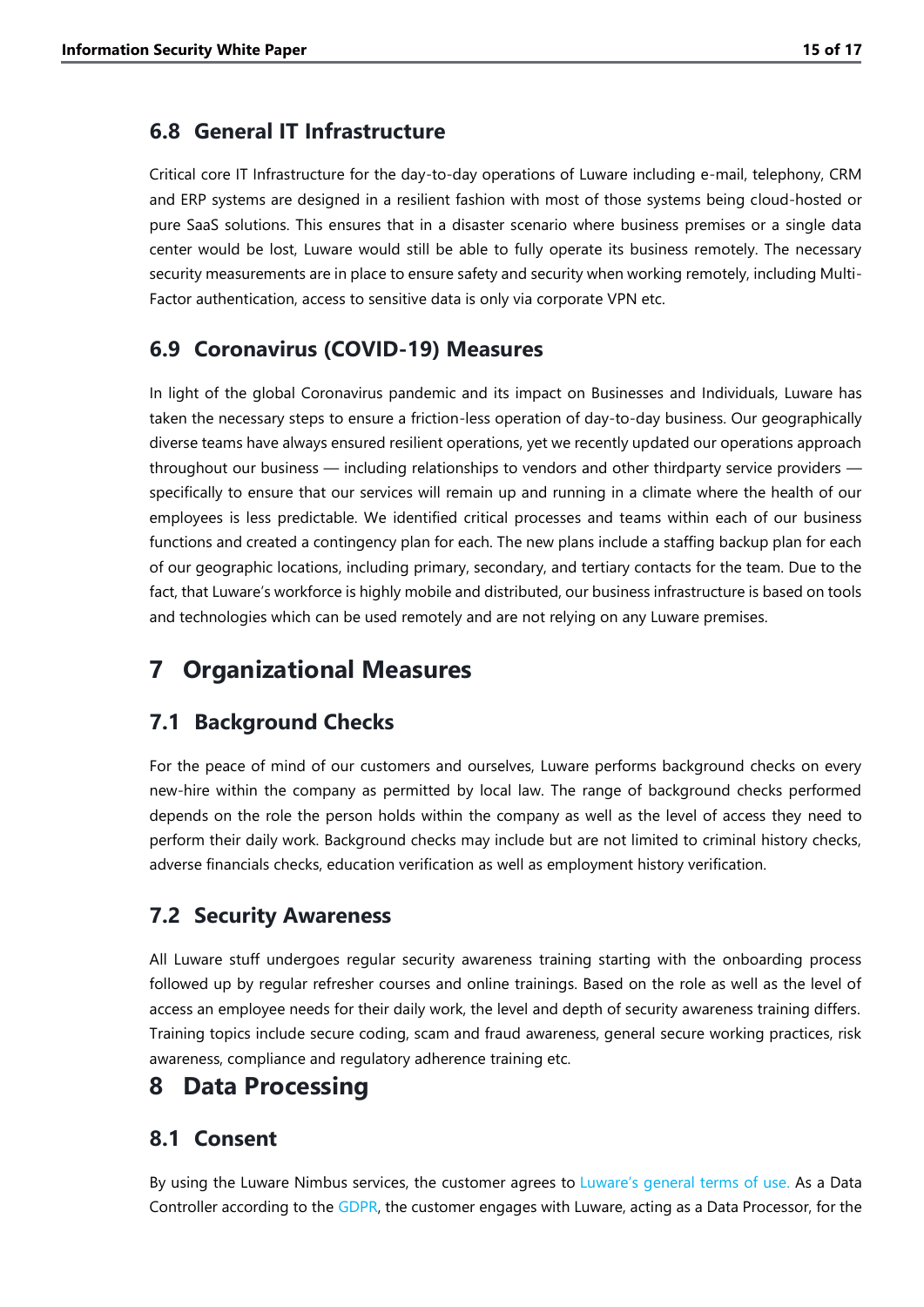### 6.8 General IT Infrastructure

Critical core IT Infrastructure for the day-to-day operations of Luware including e-mail, telephony, CRM and ERP systems are designed in a resilient fashion with most of those systems being cloud-hosted or pure SaaS solutions. This ensures that in a disaster scenario where business premises or a single data center would be lost, Luware would still be able to fully operate its business remotely. The necessary security measurements are in place to ensure safety and security when working remotely, including Multi-Factor authentication, access to sensitive data is only via corporate VPN etc.

### 6.9 Coronavirus (COVID-19) Measures

In light of the global Coronavirus pandemic and its impact on Businesses and Individuals, Luware has taken the necessary steps to ensure a friction-less operation of day-to-day business. Our geographically diverse teams have always ensured resilient operations, yet we recently updated our operations approach throughout our business — including relationships to vendors and other thirdparty service providers — specifically to ensure that our services will remain up and running in a climate where the health of our employees is less predictable. We identified critical processes and teams within each of our business functions and created a contingency plan for each. The new plans include a staffing backup plan for each of our geographic locations, including primary, secondary, and tertiary contacts for the team. Due to the fact, that Luware's workforce is highly mobile and distributed, our business infrastructure is based on tools and technologies which can be used remotely and are not relying on any Luware premises.

## 7 Organizational Measures

### 7.1 Background Checks

For the peace of mind of our customers and ourselves, Luware performs background checks on every new-hire within the company as permitted by local law. The range of background checks performed depends on the role the person holds within the company as well as the level of access they need to perform their daily work. Background checks may include but are not limited to criminal history checks, adverse financials checks, education verification as well as employment history verification.

### 7.2 Security Awareness

All Luware stuff undergoes regular security awareness training starting with the onboarding process followed up by regular refresher courses and online trainings. Based on the role as well as the level of access an employee needs for their daily work, the level and depth of security awareness training differs. Training topics include secure coding, scam and fraud awareness, general secure working practices, risk awareness, compliance and regulatory adherence training etc.

## 8 Data Processing

### 8.1 Consent

By using the Luware Nimbus services, the customer agrees to Luware's general terms of use. As a Data Controller according to the GDPR, the customer engages with Luware, acting as a Data Processor, for the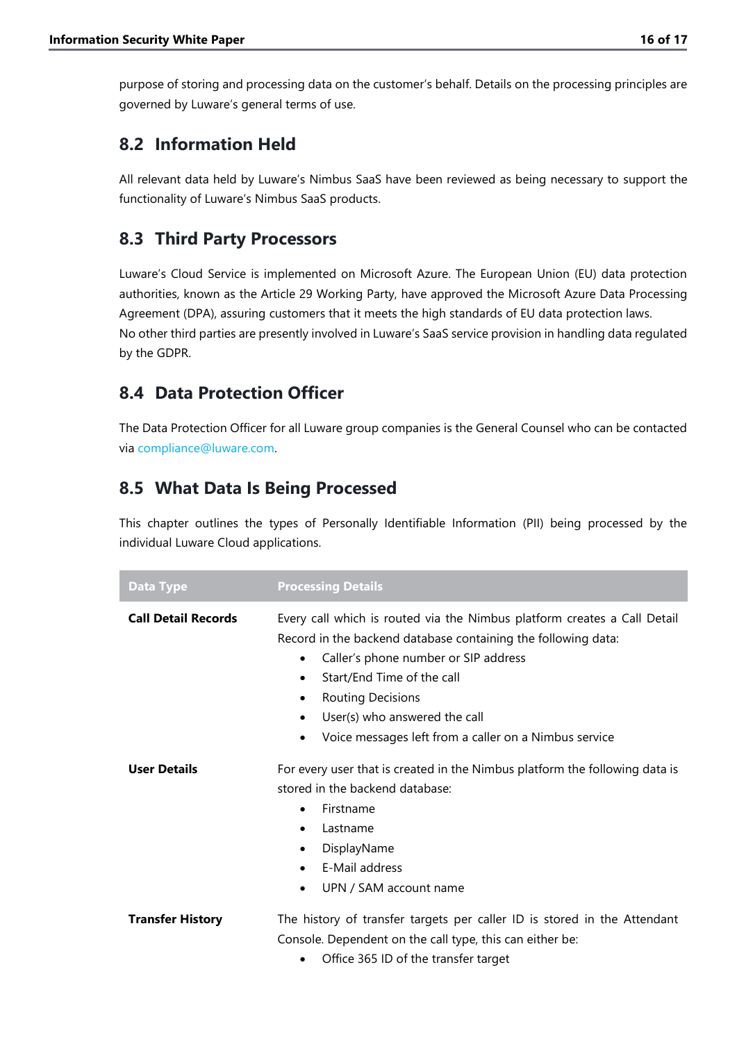purpose of storing and processing data on the customer's behalf. Details on the processing principles are governed by Luware's general terms of use.

## 8.2 Information Held

All relevant data held by Luware's Nimbus SaaS have been reviewed as being necessary to support the functionality of Luware's Nimbus SaaS products.

## 8.3 Third Party Processors

Luware's Cloud Service is implemented on Microsoft Azure. The European Union (EU) data protection authorities, known as the Article 29 Working Party, have approved the Microsoft Azure Data Processing Agreement (DPA), assuring customers that it meets the high standards of EU data protection laws.
No other third parties are presently involved in Luware's SaaS service provision in handling data regulated by the GDPR.

## 8.4 Data Protection Officer

The Data Protection Officer for all Luware group companies is the General Counsel who can be contacted via compliance@luware.com.

## 8.5 What Data Is Being Processed

This chapter outlines the types of Personally Identifiable Information (PII) being processed by the individual Luware Cloud applications.

| Data Type | Processing Details |
| --- | --- |
| **Call Detail Records** | Every call which is routed via the Nimbus platform creates a Call Detail Record in the backend database containing the following data:<br>• Caller's phone number or SIP address<br>• Start/End Time of the call<br>• Routing Decisions<br>• User(s) who answered the call<br>• Voice messages left from a caller on a Nimbus service |
| **User Details** | For every user that is created in the Nimbus platform the following data is stored in the backend database:<br>• Firstname<br>• Lastname<br>• DisplayName<br>• E-Mail address<br>• UPN / SAM account name |
| **Transfer History** | The history of transfer targets per caller ID is stored in the Attendant Console. Dependent on the call type, this can either be:<br>• Office 365 ID of the transfer target |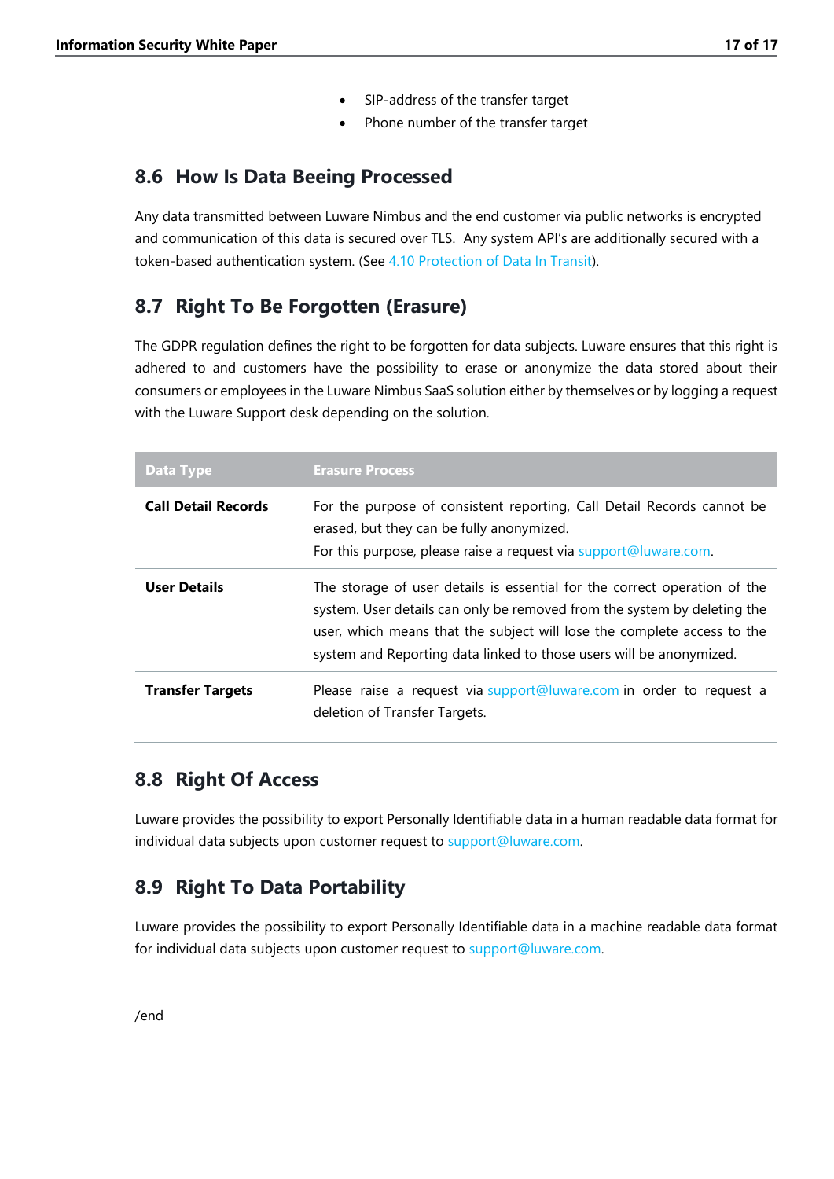- SIP-address of the transfer target
- Phone number of the transfer target

## 8.6 How Is Data Beeing Processed

Any data transmitted between Luware Nimbus and the end customer via public networks is encrypted and communication of this data is secured over TLS. Any system API's are additionally secured with a token-based authentication system. (See 4.10 Protection of Data In Transit).

## 8.7 Right To Be Forgotten (Erasure)

The GDPR regulation defines the right to be forgotten for data subjects. Luware ensures that this right is adhered to and customers have the possibility to erase or anonymize the data stored about their consumers or employees in the Luware Nimbus SaaS solution either by themselves or by logging a request with the Luware Support desk depending on the solution.

| Data Type | Erasure Process |
|---|---|
| **Call Detail Records** | For the purpose of consistent reporting, Call Detail Records cannot be erased, but they can be fully anonymized.<br>For this purpose, please raise a request via support@luware.com. |
| **User Details** | The storage of user details is essential for the correct operation of the system. User details can only be removed from the system by deleting the user, which means that the subject will lose the complete access to the system and Reporting data linked to those users will be anonymized. |
| **Transfer Targets** | Please raise a request via support@luware.com in order to request a deletion of Transfer Targets. |

## 8.8 Right Of Access

Luware provides the possibility to export Personally Identifiable data in a human readable data format for individual data subjects upon customer request to support@luware.com.

## 8.9 Right To Data Portability

Luware provides the possibility to export Personally Identifiable data in a machine readable data format for individual data subjects upon customer request to support@luware.com.

/end